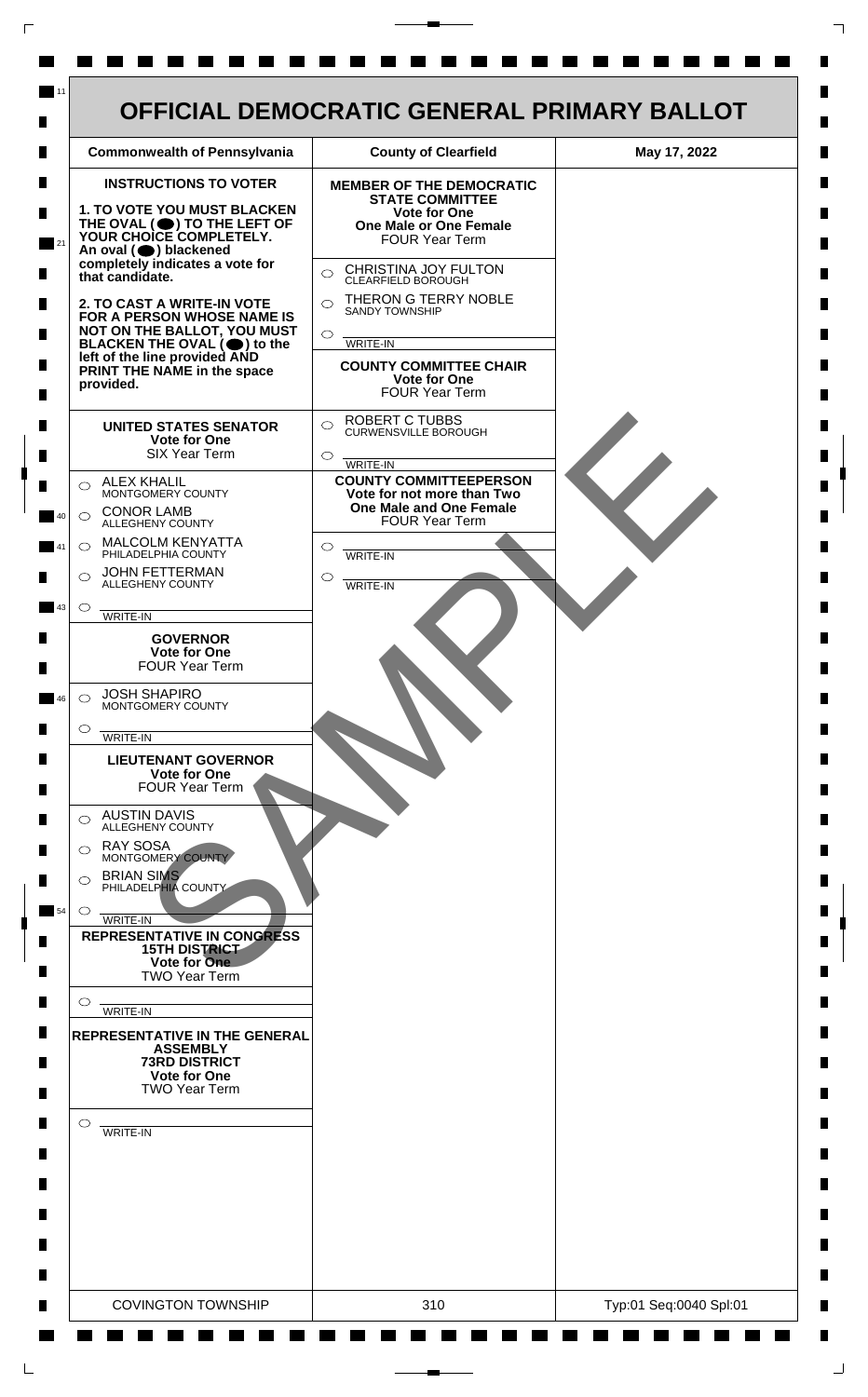# OFFICIAL DEMOCRATIC GENERAL PRIMARY BALLOT

| Commonwealth of Pennsylvania | County of Clearfield | May 17, 2022 |
| --- | --- | --- |

## INSTRUCTIONS TO VOTER

**1. TO VOTE YOU MUST BLACKEN THE OVAL ( ) TO THE LEFT OF YOUR CHOICE COMPLETELY.** An oval ( ) blackened completely indicates a vote for that candidate.

**2. TO CAST A WRITE-IN VOTE FOR A PERSON WHOSE NAME IS NOT ON THE BALLOT, YOU MUST BLACKEN THE OVAL ( ) to the left of the line provided AND PRINT THE NAME in the space provided.**

### UNITED STATES SENATOR
**Vote for One**
SIX Year Term

- ○ ALEX KHALIL — MONTGOMERY COUNTY
- ○ CONOR LAMB — ALLEGHENY COUNTY
- ○ MALCOLM KENYATTA — PHILADELPHIA COUNTY
- ○ JOHN FETTERMAN — ALLEGHENY COUNTY
- ○ ____________ WRITE-IN

### GOVERNOR
**Vote for One**
FOUR Year Term

- ○ JOSH SHAPIRO — MONTGOMERY COUNTY
- ○ ____________ WRITE-IN

### LIEUTENANT GOVERNOR
**Vote for One**
FOUR Year Term

- ○ AUSTIN DAVIS — ALLEGHENY COUNTY
- ○ RAY SOSA — MONTGOMERY COUNTY
- ○ BRIAN SIMS — PHILADELPHIA COUNTY
- ○ ____________ WRITE-IN

### REPRESENTATIVE IN CONGRESS
**15TH DISTRICT**
**Vote for One**
TWO Year Term

- ○ ____________ WRITE-IN

### REPRESENTATIVE IN THE GENERAL ASSEMBLY
**73RD DISTRICT**
**Vote for One**
TWO Year Term

- ○ ____________ WRITE-IN

### MEMBER OF THE DEMOCRATIC STATE COMMITTEE
**Vote for One**
**One Male or One Female**
FOUR Year Term

- ○ CHRISTINA JOY FULTON — CLEARFIELD BOROUGH
- ○ THERON G TERRY NOBLE — SANDY TOWNSHIP
- ○ ____________ WRITE-IN

### COUNTY COMMITTEE CHAIR
**Vote for One**
FOUR Year Term

- ○ ROBERT C TUBBS — CURWENSVILLE BOROUGH
- ○ ____________ WRITE-IN

### COUNTY COMMITTEEPERSON
**Vote for not more than Two**
**One Male and One Female**
FOUR Year Term

- ○ ____________ WRITE-IN
- ○ ____________ WRITE-IN

SAMPLE

| COVINGTON TOWNSHIP | 310 | Typ:01 Seq:0040 Spl:01 |
| --- | --- | --- |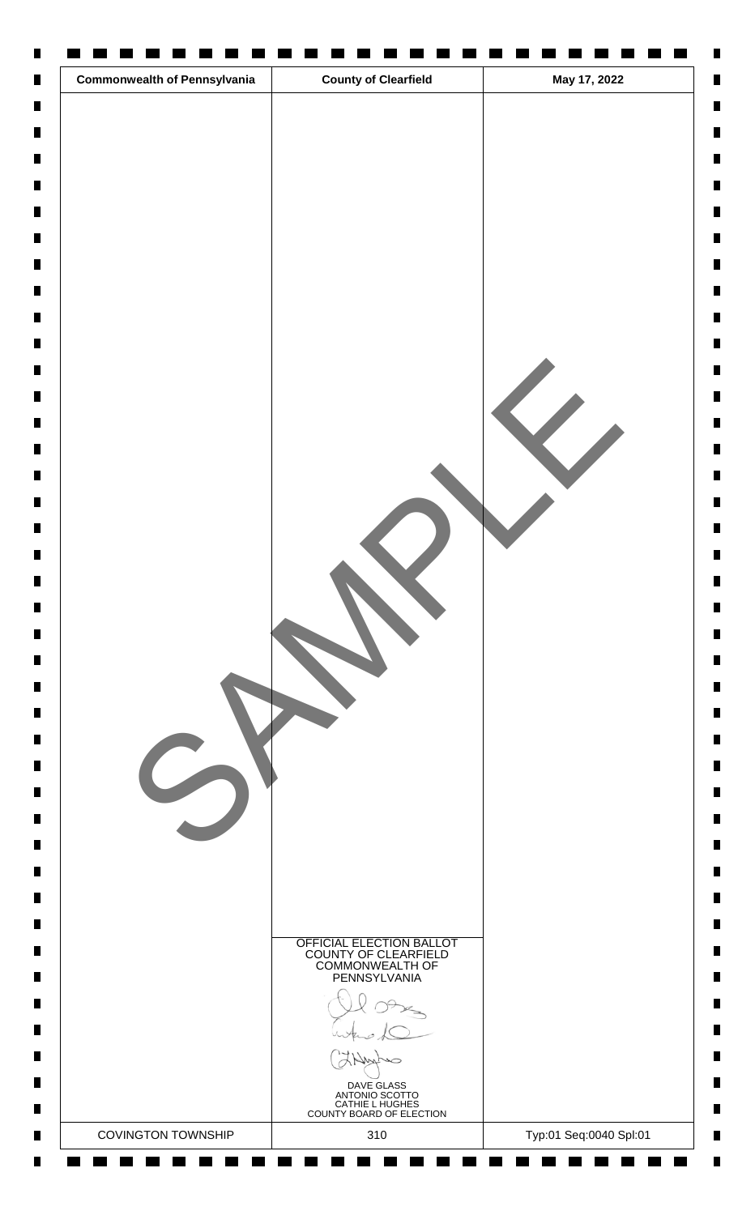| Commonwealth of Pennsylvania | County of Clearfield | May 17, 2022 |
| --- | --- | --- |
| | OFFICIAL ELECTION BALLOT<br>COUNTY OF CLEARFIELD<br>COMMONWEALTH OF PENNSYLVANIA<br><br>DAVE GLASS<br>ANTONIO SCOTTO<br>CATHIE L HUGHES<br>COUNTY BOARD OF ELECTION | |
| COVINGTON TOWNSHIP | 310 | Typ:01 Seq:0040 Spl:01 |

SAMPLE